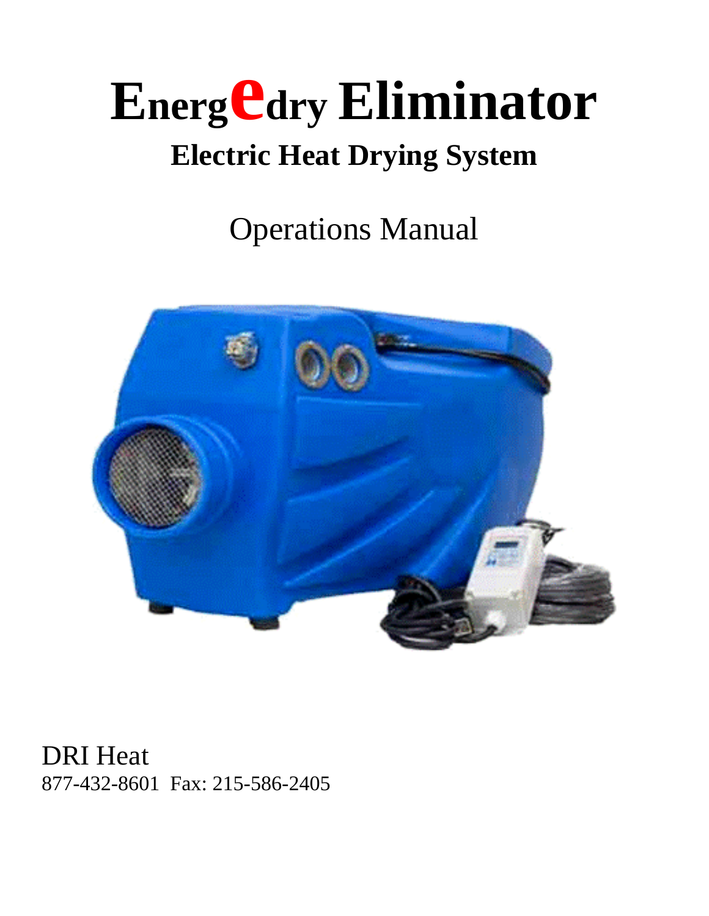# EnergEdry Eliminator

## Electric Heat Drying System

Operations Manual

DRI Heat

877-432-8601 Fax: 215-586-2405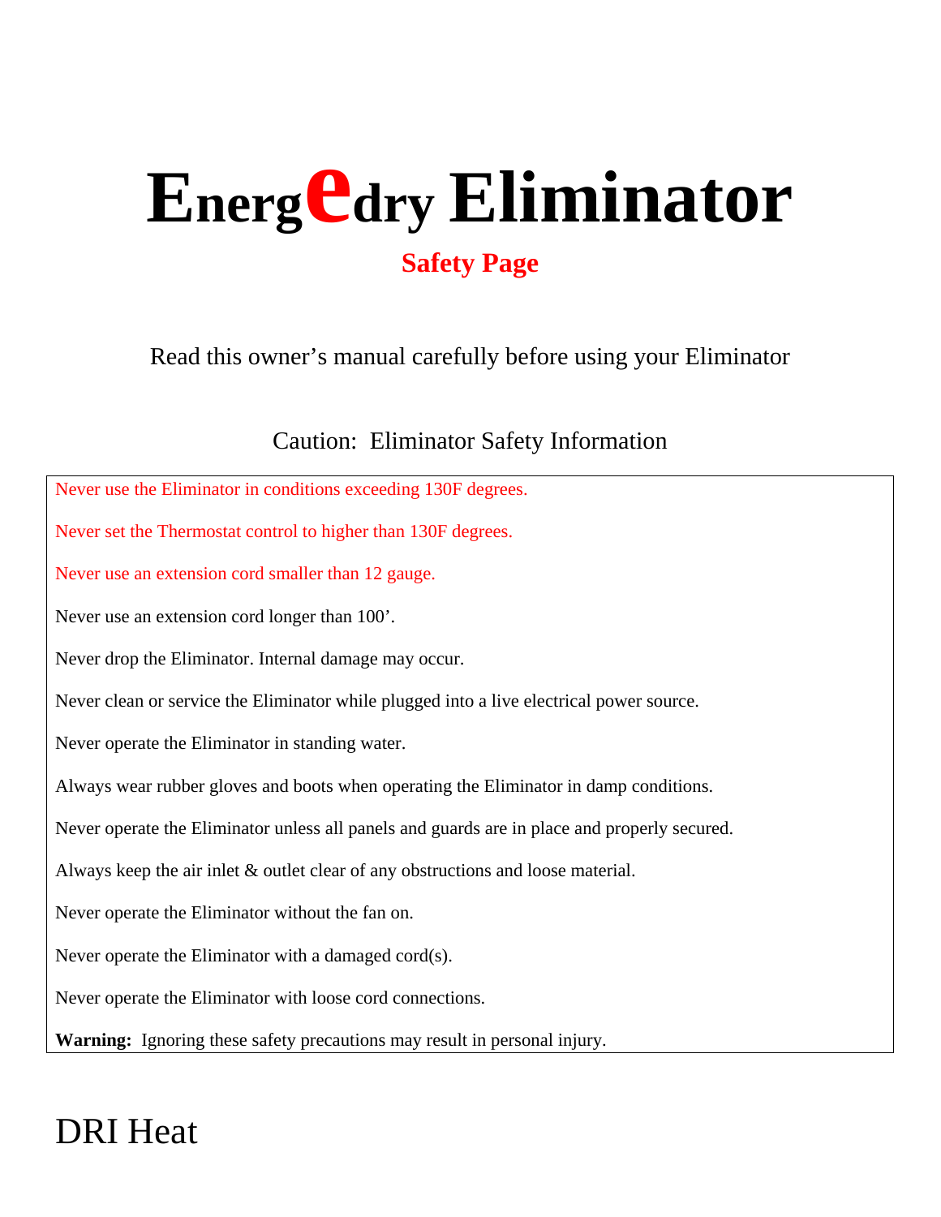# Energedry Eliminator

## Safety Page

Read this owner's manual carefully before using your Eliminator

Caution: Eliminator Safety Information

Never use the Eliminator in conditions exceeding 130F degrees.

Never set the Thermostat control to higher than 130F degrees.

Never use an extension cord smaller than 12 gauge.

Never use an extension cord longer than 100'.

Never drop the Eliminator. Internal damage may occur.

Never clean or service the Eliminator while plugged into a live electrical power source.

Never operate the Eliminator in standing water.

Always wear rubber gloves and boots when operating the Eliminator in damp conditions.

Never operate the Eliminator unless all panels and guards are in place and properly secured.

Always keep the air inlet & outlet clear of any obstructions and loose material.

Never operate the Eliminator without the fan on.

Never operate the Eliminator with a damaged cord(s).

Never operate the Eliminator with loose cord connections.

**Warning:** Ignoring these safety precautions may result in personal injury.

DRI Heat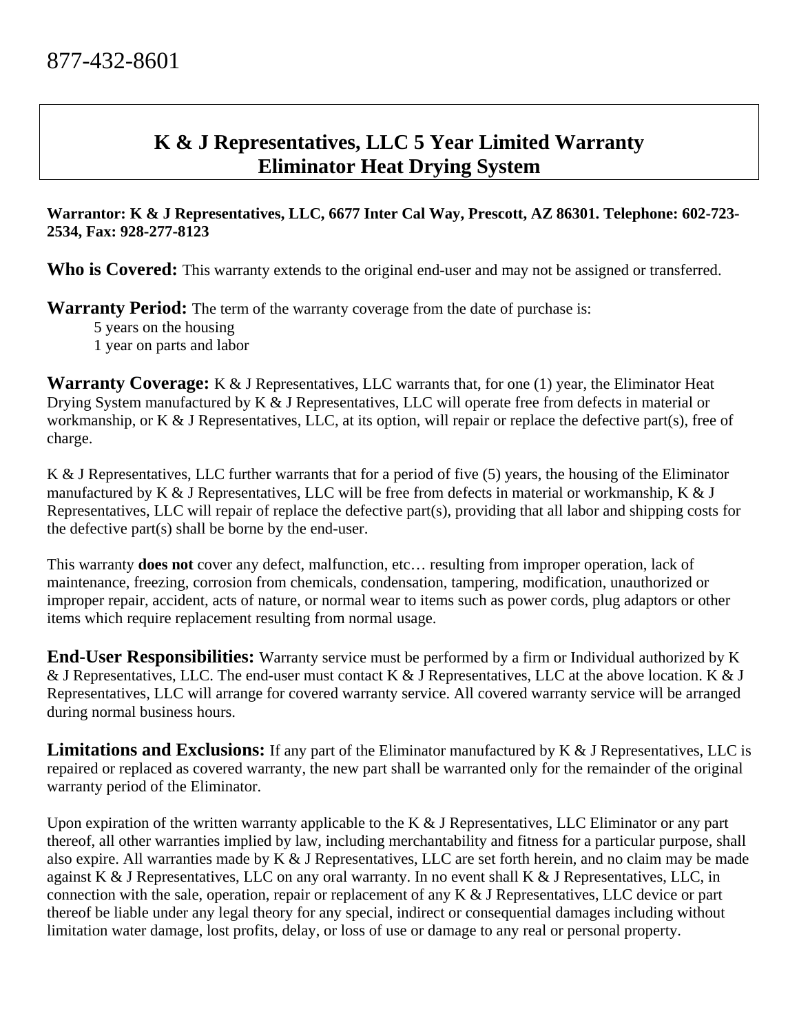877-432-8601

# K & J Representatives, LLC 5 Year Limited Warranty
# Eliminator Heat Drying System

**Warrantor: K & J Representatives, LLC, 6677 Inter Cal Way, Prescott, AZ 86301. Telephone: 602-723-2534, Fax: 928-277-8123**

**Who is Covered:** This warranty extends to the original end-user and may not be assigned or transferred.

**Warranty Period:** The term of the warranty coverage from the date of purchase is:

5 years on the housing
1 year on parts and labor

**Warranty Coverage:** K & J Representatives, LLC warrants that, for one (1) year, the Eliminator Heat Drying System manufactured by K & J Representatives, LLC will operate free from defects in material or workmanship, or K & J Representatives, LLC, at its option, will repair or replace the defective part(s), free of charge.

K & J Representatives, LLC further warrants that for a period of five (5) years, the housing of the Eliminator manufactured by K & J Representatives, LLC will be free from defects in material or workmanship, K & J Representatives, LLC will repair of replace the defective part(s), providing that all labor and shipping costs for the defective part(s) shall be borne by the end-user.

This warranty **does not** cover any defect, malfunction, etc… resulting from improper operation, lack of maintenance, freezing, corrosion from chemicals, condensation, tampering, modification, unauthorized or improper repair, accident, acts of nature, or normal wear to items such as power cords, plug adaptors or other items which require replacement resulting from normal usage.

**End-User Responsibilities:** Warranty service must be performed by a firm or Individual authorized by K & J Representatives, LLC. The end-user must contact K & J Representatives, LLC at the above location. K & J Representatives, LLC will arrange for covered warranty service. All covered warranty service will be arranged during normal business hours.

**Limitations and Exclusions:** If any part of the Eliminator manufactured by K & J Representatives, LLC is repaired or replaced as covered warranty, the new part shall be warranted only for the remainder of the original warranty period of the Eliminator.

Upon expiration of the written warranty applicable to the K & J Representatives, LLC Eliminator or any part thereof, all other warranties implied by law, including merchantability and fitness for a particular purpose, shall also expire. All warranties made by K & J Representatives, LLC are set forth herein, and no claim may be made against K & J Representatives, LLC on any oral warranty. In no event shall K & J Representatives, LLC, in connection with the sale, operation, repair or replacement of any K & J Representatives, LLC device or part thereof be liable under any legal theory for any special, indirect or consequential damages including without limitation water damage, lost profits, delay, or loss of use or damage to any real or personal property.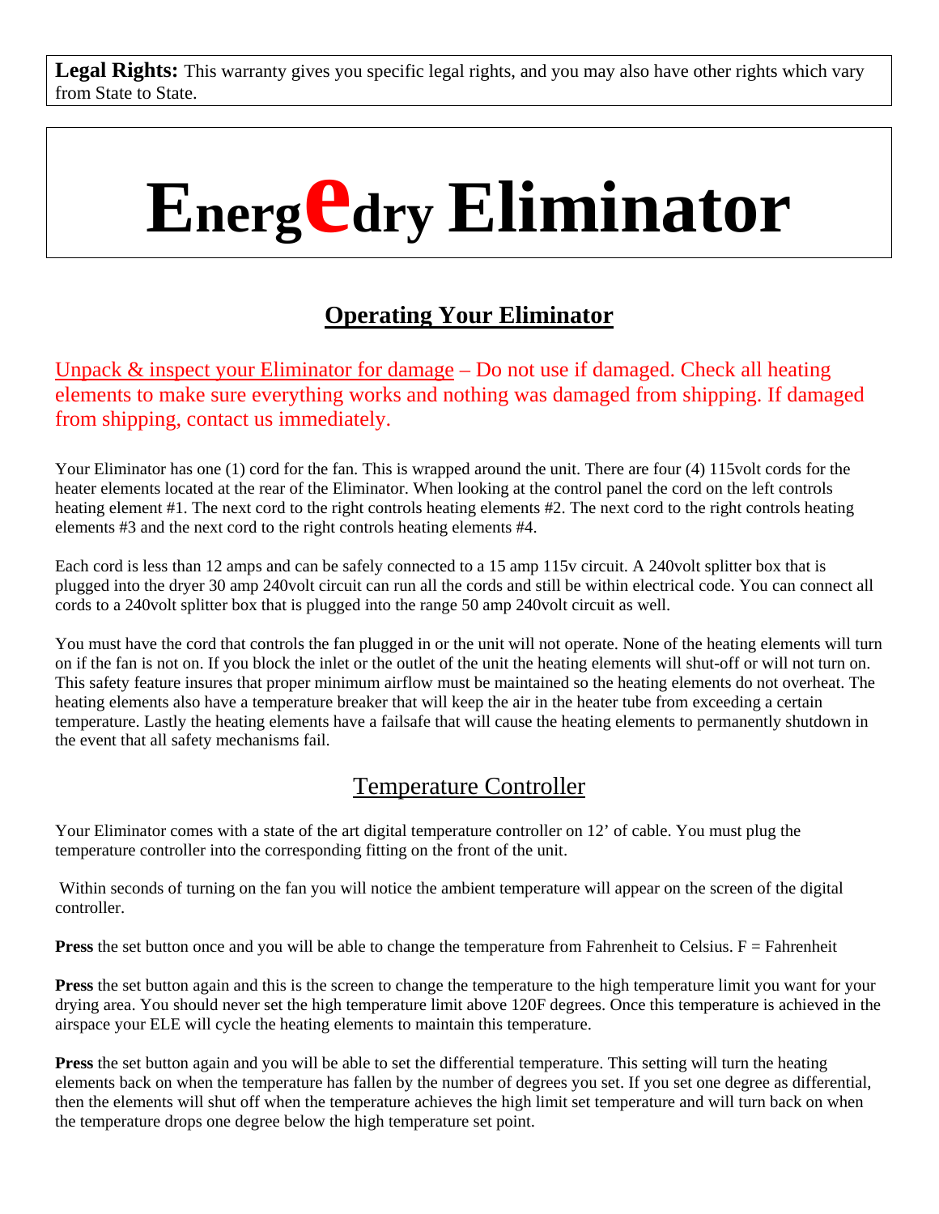**Legal Rights:** This warranty gives you specific legal rights, and you may also have other rights which vary from State to State.

# Energedry Eliminator

## Operating Your Eliminator

Unpack & inspect your Eliminator for damage – Do not use if damaged. Check all heating elements to make sure everything works and nothing was damaged from shipping. If damaged from shipping, contact us immediately.

Your Eliminator has one (1) cord for the fan. This is wrapped around the unit. There are four (4) 115volt cords for the heater elements located at the rear of the Eliminator. When looking at the control panel the cord on the left controls heating element #1. The next cord to the right controls heating elements #2. The next cord to the right controls heating elements #3 and the next cord to the right controls heating elements #4.

Each cord is less than 12 amps and can be safely connected to a 15 amp 115v circuit. A 240volt splitter box that is plugged into the dryer 30 amp 240volt circuit can run all the cords and still be within electrical code. You can connect all cords to a 240volt splitter box that is plugged into the range 50 amp 240volt circuit as well.

You must have the cord that controls the fan plugged in or the unit will not operate. None of the heating elements will turn on if the fan is not on. If you block the inlet or the outlet of the unit the heating elements will shut-off or will not turn on. This safety feature insures that proper minimum airflow must be maintained so the heating elements do not overheat. The heating elements also have a temperature breaker that will keep the air in the heater tube from exceeding a certain temperature. Lastly the heating elements have a failsafe that will cause the heating elements to permanently shutdown in the event that all safety mechanisms fail.

## Temperature Controller

Your Eliminator comes with a state of the art digital temperature controller on 12' of cable. You must plug the temperature controller into the corresponding fitting on the front of the unit.

Within seconds of turning on the fan you will notice the ambient temperature will appear on the screen of the digital controller.

**Press** the set button once and you will be able to change the temperature from Fahrenheit to Celsius. F = Fahrenheit

**Press** the set button again and this is the screen to change the temperature to the high temperature limit you want for your drying area. You should never set the high temperature limit above 120F degrees. Once this temperature is achieved in the airspace your ELE will cycle the heating elements to maintain this temperature.

**Press** the set button again and you will be able to set the differential temperature. This setting will turn the heating elements back on when the temperature has fallen by the number of degrees you set. If you set one degree as differential, then the elements will shut off when the temperature achieves the high limit set temperature and will turn back on when the temperature drops one degree below the high temperature set point.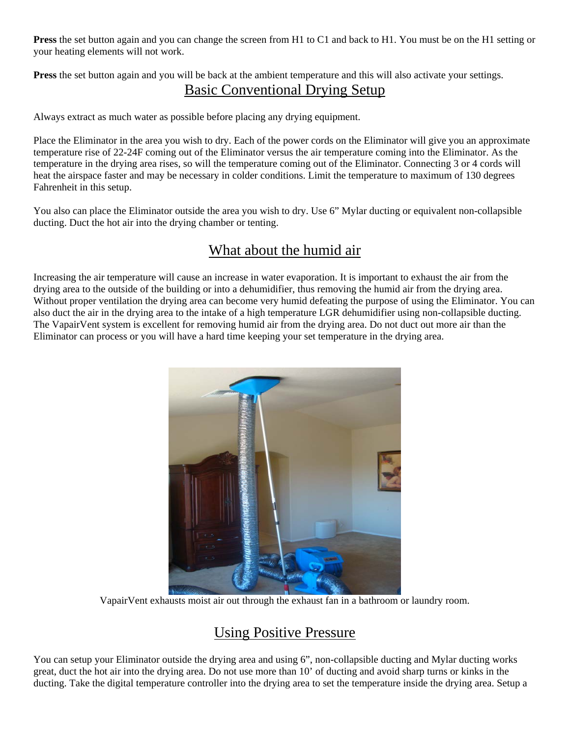**Press** the set button again and you can change the screen from H1 to C1 and back to H1. You must be on the H1 setting or your heating elements will not work.

**Press** the set button again and you will be back at the ambient temperature and this will also activate your settings.

## Basic Conventional Drying Setup

Always extract as much water as possible before placing any drying equipment.

Place the Eliminator in the area you wish to dry. Each of the power cords on the Eliminator will give you an approximate temperature rise of 22-24F coming out of the Eliminator versus the air temperature coming into the Eliminator. As the temperature in the drying area rises, so will the temperature coming out of the Eliminator. Connecting 3 or 4 cords will heat the airspace faster and may be necessary in colder conditions. Limit the temperature to maximum of 130 degrees Fahrenheit in this setup.

You also can place the Eliminator outside the area you wish to dry. Use 6" Mylar ducting or equivalent non-collapsible ducting. Duct the hot air into the drying chamber or tenting.

## What about the humid air

Increasing the air temperature will cause an increase in water evaporation. It is important to exhaust the air from the drying area to the outside of the building or into a dehumidifier, thus removing the humid air from the drying area. Without proper ventilation the drying area can become very humid defeating the purpose of using the Eliminator. You can also duct the air in the drying area to the intake of a high temperature LGR dehumidifier using non-collapsible ducting. The VapairVent system is excellent for removing humid air from the drying area. Do not duct out more air than the Eliminator can process or you will have a hard time keeping your set temperature in the drying area.

VapairVent exhausts moist air out through the exhaust fan in a bathroom or laundry room.

## Using Positive Pressure

You can setup your Eliminator outside the drying area and using 6", non-collapsible ducting and Mylar ducting works great, duct the hot air into the drying area. Do not use more than 10' of ducting and avoid sharp turns or kinks in the ducting. Take the digital temperature controller into the drying area to set the temperature inside the drying area. Setup a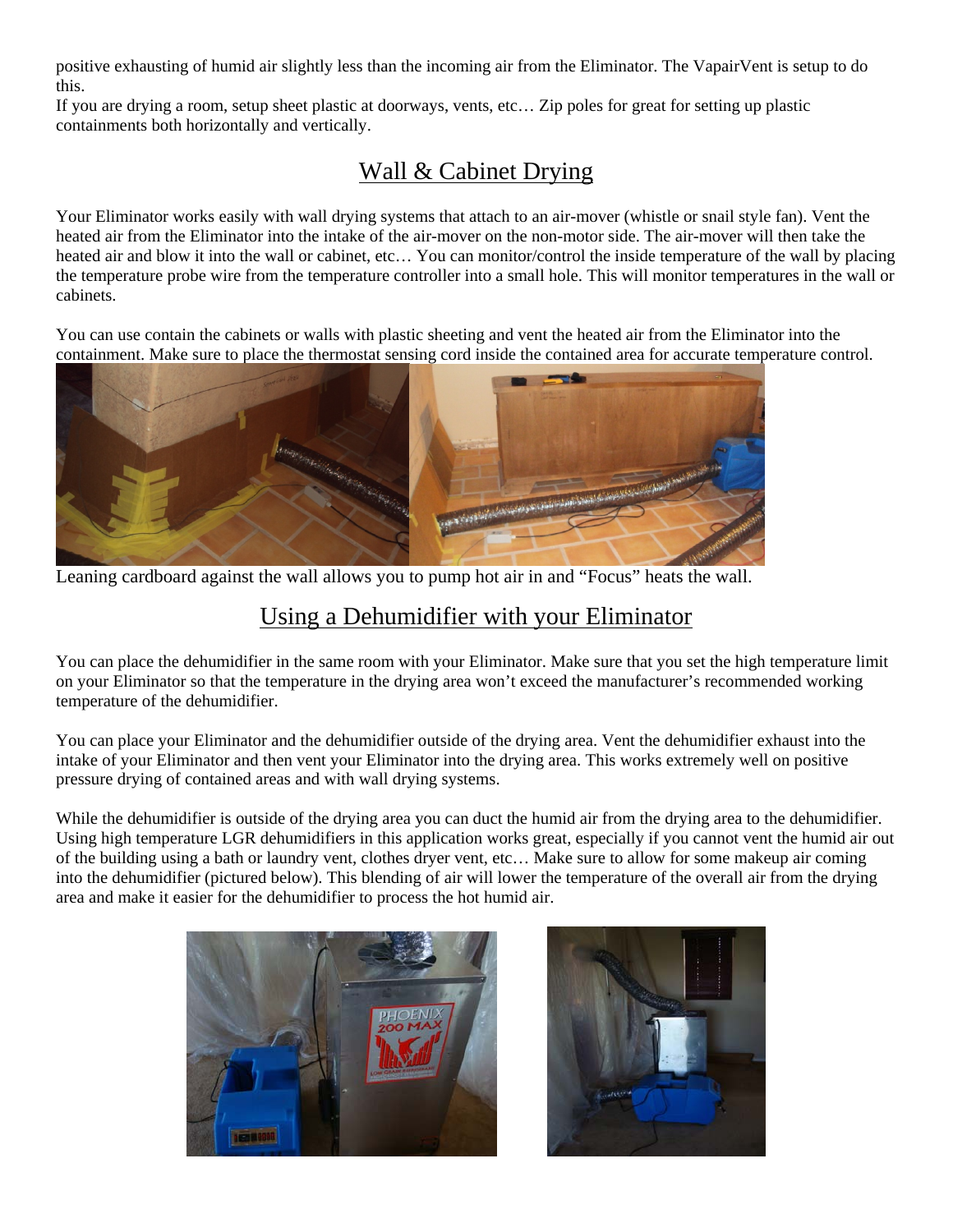positive exhausting of humid air slightly less than the incoming air from the Eliminator. The VapairVent is setup to do this.
If you are drying a room, setup sheet plastic at doorways, vents, etc… Zip poles for great for setting up plastic containments both horizontally and vertically.

## Wall & Cabinet Drying

Your Eliminator works easily with wall drying systems that attach to an air-mover (whistle or snail style fan). Vent the heated air from the Eliminator into the intake of the air-mover on the non-motor side. The air-mover will then take the heated air and blow it into the wall or cabinet, etc… You can monitor/control the inside temperature of the wall by placing the temperature probe wire from the temperature controller into a small hole. This will monitor temperatures in the wall or cabinets.

You can use contain the cabinets or walls with plastic sheeting and vent the heated air from the Eliminator into the containment. Make sure to place the thermostat sensing cord inside the contained area for accurate temperature control.

Leaning cardboard against the wall allows you to pump hot air in and "Focus" heats the wall.

## Using a Dehumidifier with your Eliminator

You can place the dehumidifier in the same room with your Eliminator. Make sure that you set the high temperature limit on your Eliminator so that the temperature in the drying area won't exceed the manufacturer's recommended working temperature of the dehumidifier.

You can place your Eliminator and the dehumidifier outside of the drying area. Vent the dehumidifier exhaust into the intake of your Eliminator and then vent your Eliminator into the drying area. This works extremely well on positive pressure drying of contained areas and with wall drying systems.

While the dehumidifier is outside of the drying area you can duct the humid air from the drying area to the dehumidifier. Using high temperature LGR dehumidifiers in this application works great, especially if you cannot vent the humid air out of the building using a bath or laundry vent, clothes dryer vent, etc… Make sure to allow for some makeup air coming into the dehumidifier (pictured below). This blending of air will lower the temperature of the overall air from the drying area and make it easier for the dehumidifier to process the hot humid air.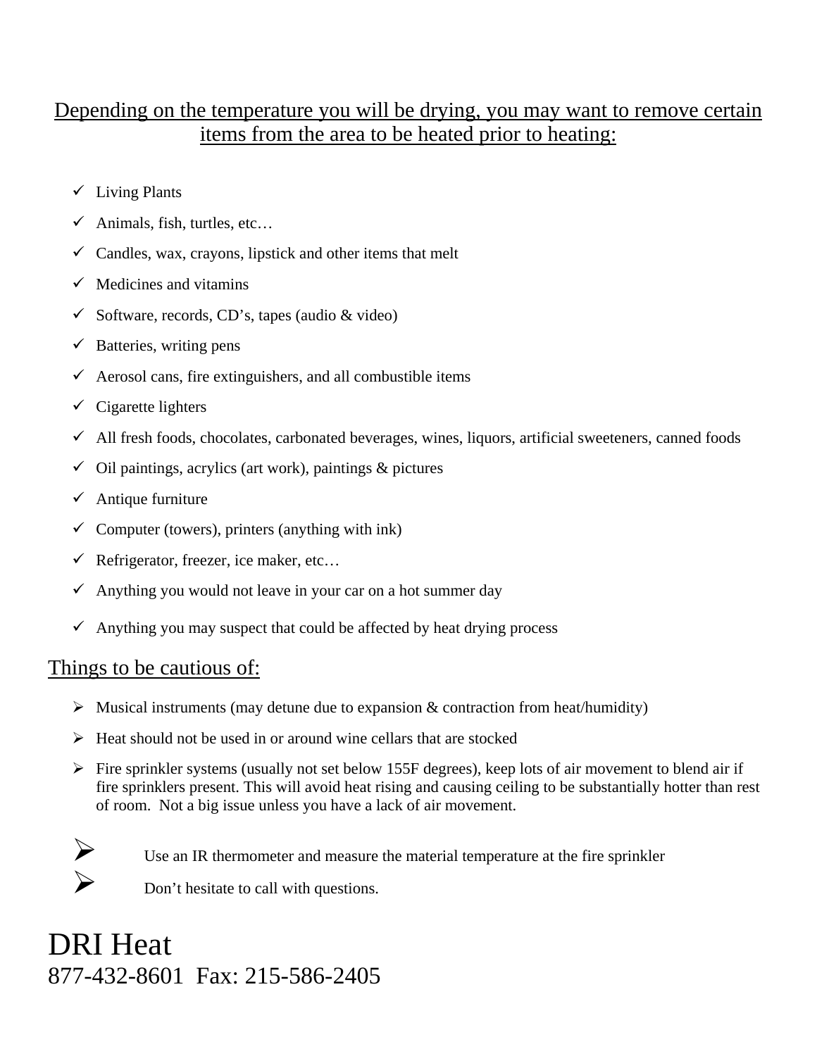## Depending on the temperature you will be drying, you may want to remove certain items from the area to be heated prior to heating:

- ✓ Living Plants
- ✓ Animals, fish, turtles, etc…
- ✓ Candles, wax, crayons, lipstick and other items that melt
- ✓ Medicines and vitamins
- ✓ Software, records, CD's, tapes (audio & video)
- ✓ Batteries, writing pens
- ✓ Aerosol cans, fire extinguishers, and all combustible items
- ✓ Cigarette lighters
- ✓ All fresh foods, chocolates, carbonated beverages, wines, liquors, artificial sweeteners, canned foods
- ✓ Oil paintings, acrylics (art work), paintings & pictures
- ✓ Antique furniture
- ✓ Computer (towers), printers (anything with ink)
- ✓ Refrigerator, freezer, ice maker, etc…
- ✓ Anything you would not leave in your car on a hot summer day
- ✓ Anything you may suspect that could be affected by heat drying process

## Things to be cautious of:

- Musical instruments (may detune due to expansion & contraction from heat/humidity)
- Heat should not be used in or around wine cellars that are stocked
- Fire sprinkler systems (usually not set below 155F degrees), keep lots of air movement to blend air if fire sprinklers present. This will avoid heat rising and causing ceiling to be substantially hotter than rest of room. Not a big issue unless you have a lack of air movement.

- Use an IR thermometer and measure the material temperature at the fire sprinkler
- Don't hesitate to call with questions.

# DRI Heat

877-432-8601 Fax: 215-586-2405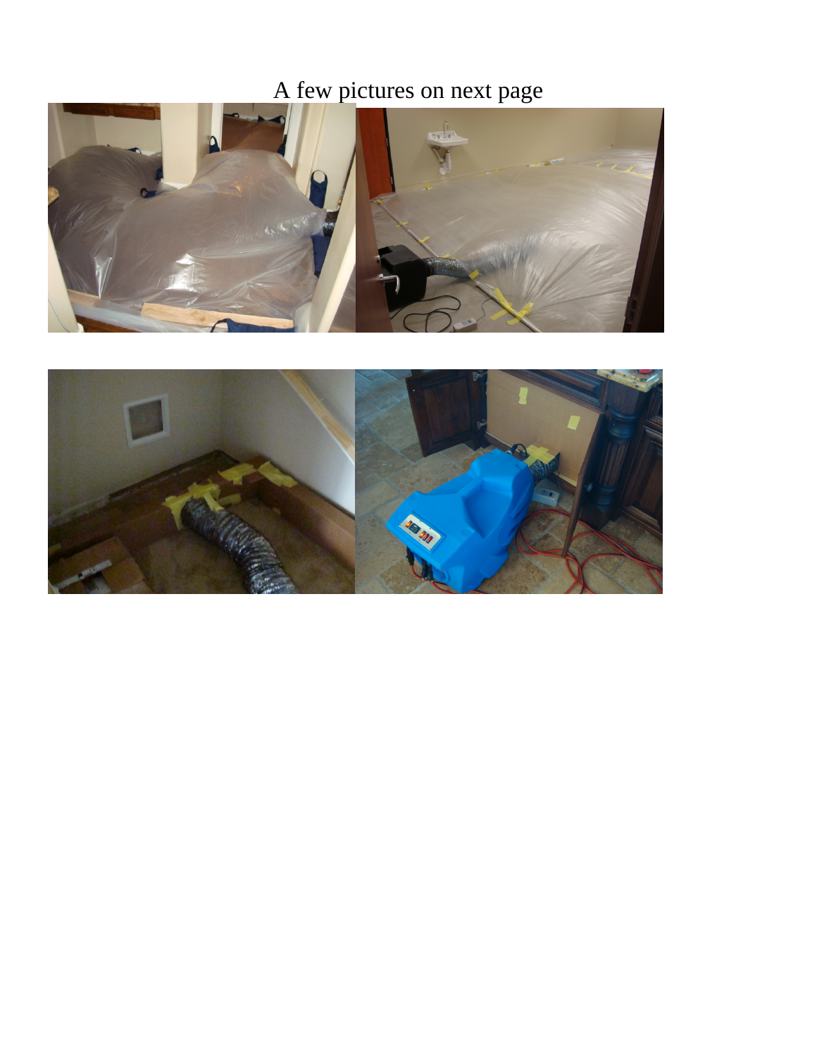A few pictures on next page